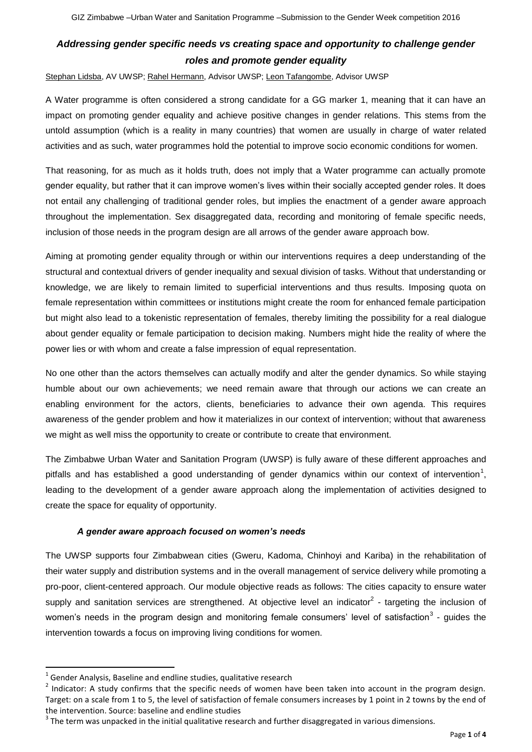## *Addressing gender specific needs vs creating space and opportunity to challenge gender roles and promote gender equality*

Stephan Lidsba, AV UWSP; Rahel Hermann, Advisor UWSP; Leon Tafangombe, Advisor UWSP

A Water programme is often considered a strong candidate for a GG marker 1, meaning that it can have an impact on promoting gender equality and achieve positive changes in gender relations. This stems from the untold assumption (which is a reality in many countries) that women are usually in charge of water related activities and as such, water programmes hold the potential to improve socio economic conditions for women.

That reasoning, for as much as it holds truth, does not imply that a Water programme can actually promote gender equality, but rather that it can improve women's lives within their socially accepted gender roles. It does not entail any challenging of traditional gender roles, but implies the enactment of a gender aware approach throughout the implementation. Sex disaggregated data, recording and monitoring of female specific needs, inclusion of those needs in the program design are all arrows of the gender aware approach bow.

Aiming at promoting gender equality through or within our interventions requires a deep understanding of the structural and contextual drivers of gender inequality and sexual division of tasks. Without that understanding or knowledge, we are likely to remain limited to superficial interventions and thus results. Imposing quota on female representation within committees or institutions might create the room for enhanced female participation but might also lead to a tokenistic representation of females, thereby limiting the possibility for a real dialogue about gender equality or female participation to decision making. Numbers might hide the reality of where the power lies or with whom and create a false impression of equal representation.

No one other than the actors themselves can actually modify and alter the gender dynamics. So while staying humble about our own achievements; we need remain aware that through our actions we can create an enabling environment for the actors, clients, beneficiaries to advance their own agenda. This requires awareness of the gender problem and how it materializes in our context of intervention; without that awareness we might as well miss the opportunity to create or contribute to create that environment.

The Zimbabwe Urban Water and Sanitation Program (UWSP) is fully aware of these different approaches and pitfalls and has established a good understanding of gender dynamics within our context of intervention[1], leading to the development of a gender aware approach along the implementation of activities designed to create the space for equality of opportunity.

### *A gender aware approach focused on women's needs*

The UWSP supports four Zimbabwean cities (Gweru, Kadoma, Chinhoyi and Kariba) in the rehabilitation of their water supply and distribution systems and in the overall management of service delivery while promoting a pro-poor, client-centered approach. Our module objective reads as follows: The cities capacity to ensure water supply and sanitation services are strengthened. At objective level an indicator[2] - targeting the inclusion of women's needs in the program design and monitoring female consumers' level of satisfaction[3] - guides the intervention towards a focus on improving living conditions for women.

---

[1] Gender Analysis, Baseline and endline studies, qualitative research

[2] Indicator: A study confirms that the specific needs of women have been taken into account in the program design. Target: on a scale from 1 to 5, the level of satisfaction of female consumers increases by 1 point in 2 towns by the end of the intervention. Source: baseline and endline studies

[3] The term was unpacked in the initial qualitative research and further disaggregated in various dimensions.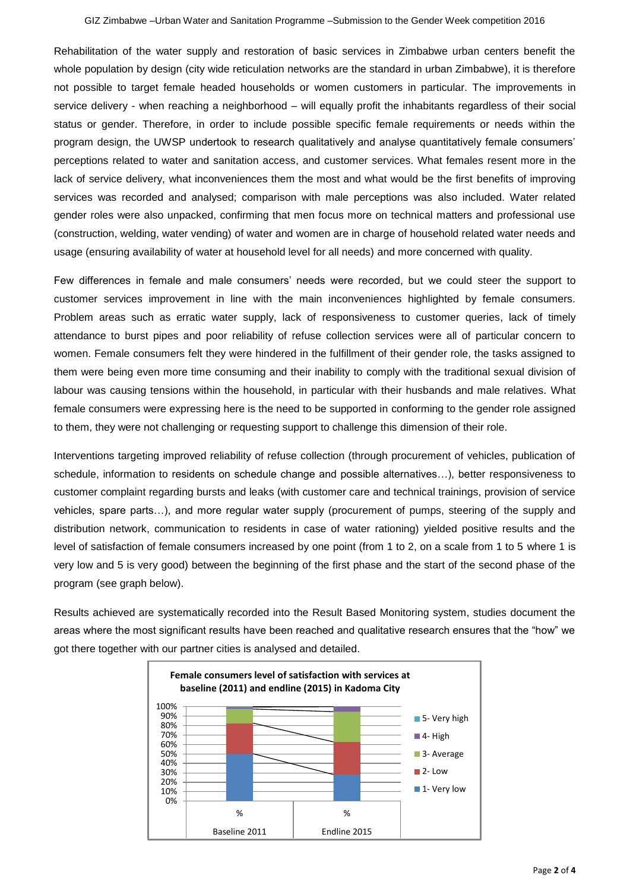Rehabilitation of the water supply and restoration of basic services in Zimbabwe urban centers benefit the whole population by design (city wide reticulation networks are the standard in urban Zimbabwe), it is therefore not possible to target female headed households or women customers in particular. The improvements in service delivery - when reaching a neighborhood – will equally profit the inhabitants regardless of their social status or gender. Therefore, in order to include possible specific female requirements or needs within the program design, the UWSP undertook to research qualitatively and analyse quantitatively female consumers' perceptions related to water and sanitation access, and customer services. What females resent more in the lack of service delivery, what inconveniences them the most and what would be the first benefits of improving services was recorded and analysed; comparison with male perceptions was also included. Water related gender roles were also unpacked, confirming that men focus more on technical matters and professional use (construction, welding, water vending) of water and women are in charge of household related water needs and usage (ensuring availability of water at household level for all needs) and more concerned with quality.

Few differences in female and male consumers' needs were recorded, but we could steer the support to customer services improvement in line with the main inconveniences highlighted by female consumers. Problem areas such as erratic water supply, lack of responsiveness to customer queries, lack of timely attendance to burst pipes and poor reliability of refuse collection services were all of particular concern to women. Female consumers felt they were hindered in the fulfillment of their gender role, the tasks assigned to them were being even more time consuming and their inability to comply with the traditional sexual division of labour was causing tensions within the household, in particular with their husbands and male relatives. What female consumers were expressing here is the need to be supported in conforming to the gender role assigned to them, they were not challenging or requesting support to challenge this dimension of their role.

Interventions targeting improved reliability of refuse collection (through procurement of vehicles, publication of schedule, information to residents on schedule change and possible alternatives…), better responsiveness to customer complaint regarding bursts and leaks (with customer care and technical trainings, provision of service vehicles, spare parts…), and more regular water supply (procurement of pumps, steering of the supply and distribution network, communication to residents in case of water rationing) yielded positive results and the level of satisfaction of female consumers increased by one point (from 1 to 2, on a scale from 1 to 5 where 1 is very low and 5 is very good) between the beginning of the first phase and the start of the second phase of the program (see graph below).

Results achieved are systematically recorded into the Result Based Monitoring system, studies document the areas where the most significant results have been reached and qualitative research ensures that the "how" we got there together with our partner cities is analysed and detailed.

**Female consumers level of satisfaction with services at baseline (2011) and endline (2015) in Kadoma City**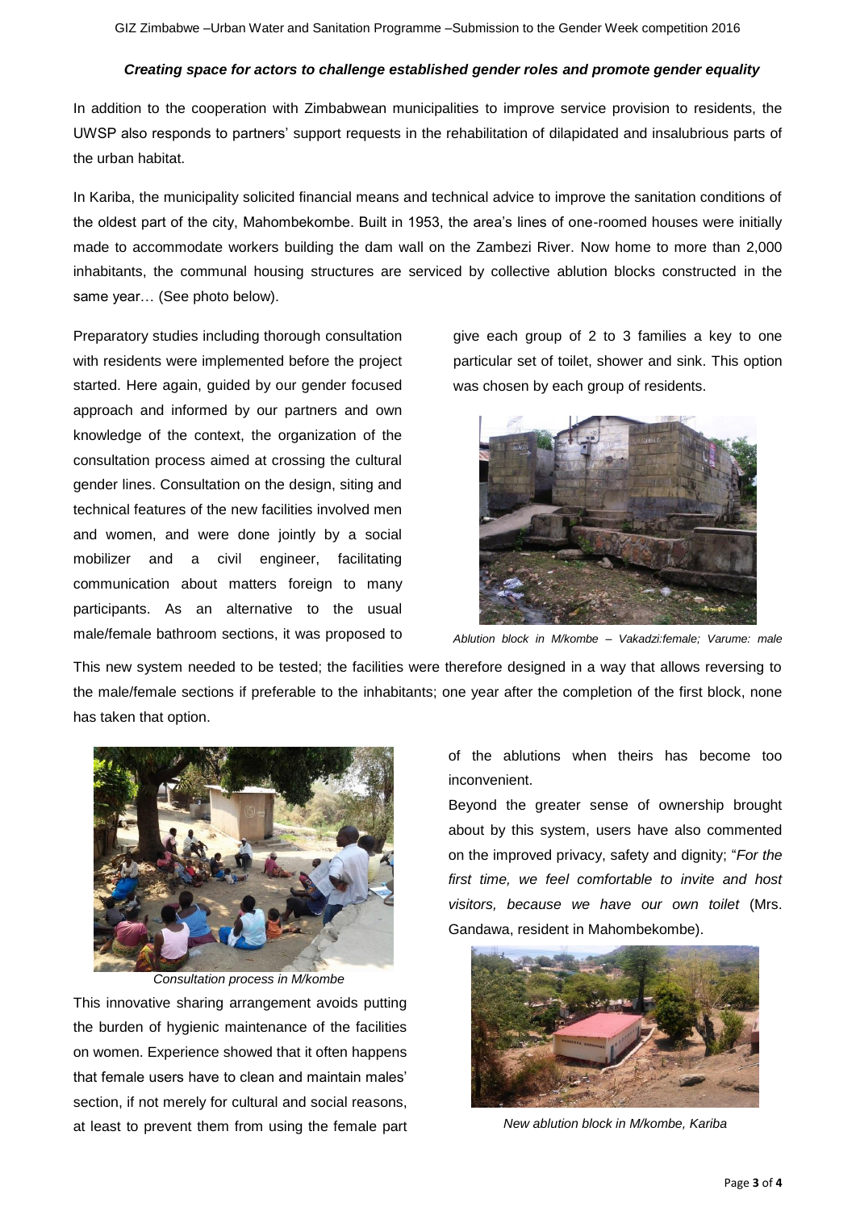### *Creating space for actors to challenge established gender roles and promote gender equality*

In addition to the cooperation with Zimbabwean municipalities to improve service provision to residents, the UWSP also responds to partners' support requests in the rehabilitation of dilapidated and insalubrious parts of the urban habitat.

In Kariba, the municipality solicited financial means and technical advice to improve the sanitation conditions of the oldest part of the city, Mahombekombe. Built in 1953, the area's lines of one-roomed houses were initially made to accommodate workers building the dam wall on the Zambezi River. Now home to more than 2,000 inhabitants, the communal housing structures are serviced by collective ablution blocks constructed in the same year… (See photo below).

Preparatory studies including thorough consultation with residents were implemented before the project started. Here again, guided by our gender focused approach and informed by our partners and own knowledge of the context, the organization of the consultation process aimed at crossing the cultural gender lines. Consultation on the design, siting and technical features of the new facilities involved men and women, and were done jointly by a social mobilizer and a civil engineer, facilitating communication about matters foreign to many participants. As an alternative to the usual male/female bathroom sections, it was proposed to give each group of 2 to 3 families a key to one particular set of toilet, shower and sink. This option was chosen by each group of residents.

*Ablution block in M/kombe – Vakadzi:female; Varume: male*

This new system needed to be tested; the facilities were therefore designed in a way that allows reversing to the male/female sections if preferable to the inhabitants; one year after the completion of the first block, none has taken that option.

*Consultation process in M/kombe*

This innovative sharing arrangement avoids putting the burden of hygienic maintenance of the facilities on women. Experience showed that it often happens that female users have to clean and maintain males' section, if not merely for cultural and social reasons, at least to prevent them from using the female part of the ablutions when theirs has become too inconvenient.

Beyond the greater sense of ownership brought about by this system, users have also commented on the improved privacy, safety and dignity; "*For the first time, we feel comfortable to invite and host visitors, because we have our own toilet* (Mrs. Gandawa, resident in Mahombekombe).

*New ablution block in M/kombe, Kariba*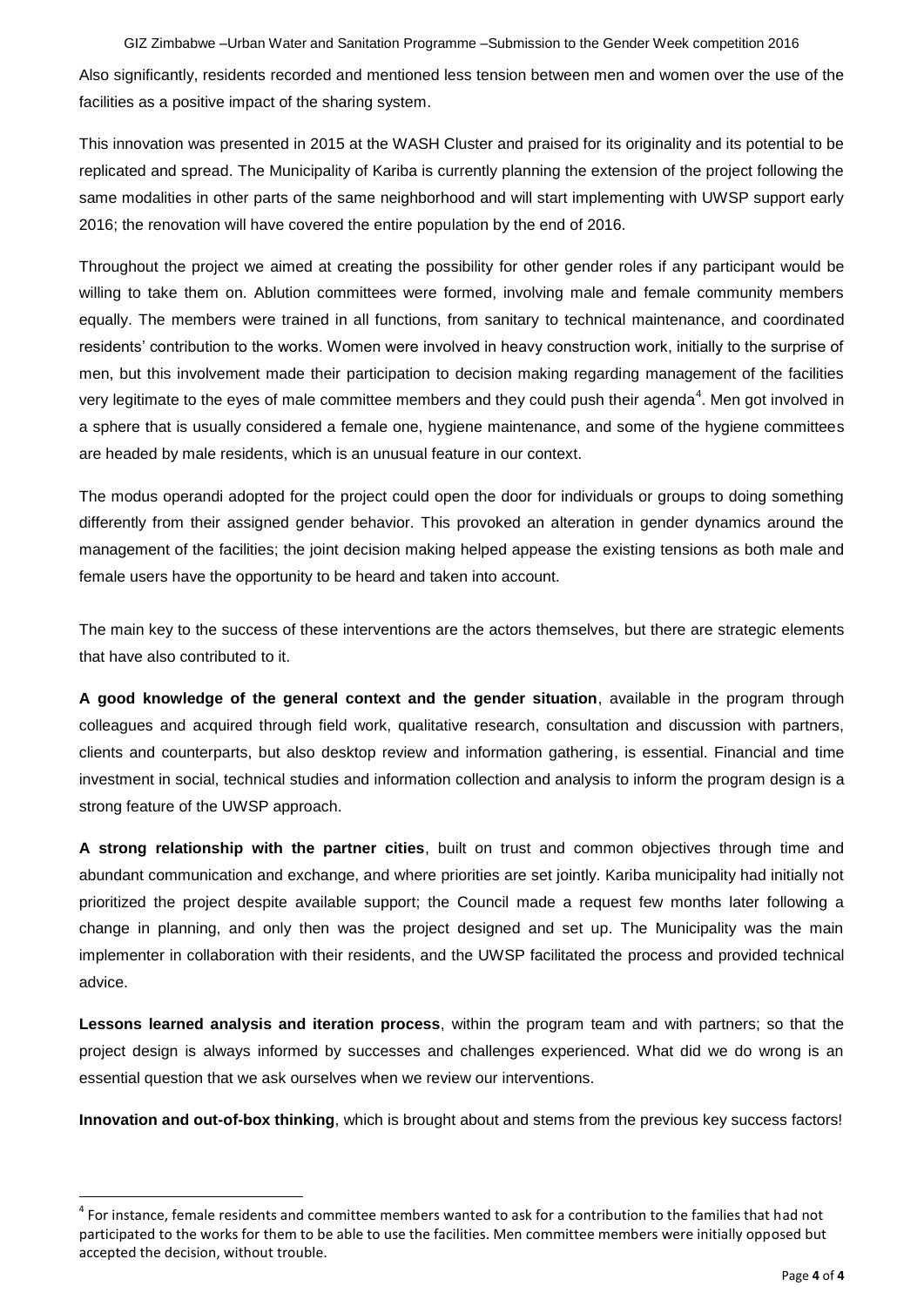Also significantly, residents recorded and mentioned less tension between men and women over the use of the facilities as a positive impact of the sharing system.

This innovation was presented in 2015 at the WASH Cluster and praised for its originality and its potential to be replicated and spread. The Municipality of Kariba is currently planning the extension of the project following the same modalities in other parts of the same neighborhood and will start implementing with UWSP support early 2016; the renovation will have covered the entire population by the end of 2016.

Throughout the project we aimed at creating the possibility for other gender roles if any participant would be willing to take them on. Ablution committees were formed, involving male and female community members equally. The members were trained in all functions, from sanitary to technical maintenance, and coordinated residents' contribution to the works. Women were involved in heavy construction work, initially to the surprise of men, but this involvement made their participation to decision making regarding management of the facilities very legitimate to the eyes of male committee members and they could push their agenda[4]. Men got involved in a sphere that is usually considered a female one, hygiene maintenance, and some of the hygiene committees are headed by male residents, which is an unusual feature in our context.

The modus operandi adopted for the project could open the door for individuals or groups to doing something differently from their assigned gender behavior. This provoked an alteration in gender dynamics around the management of the facilities; the joint decision making helped appease the existing tensions as both male and female users have the opportunity to be heard and taken into account.

The main key to the success of these interventions are the actors themselves, but there are strategic elements that have also contributed to it.

**A good knowledge of the general context and the gender situation**, available in the program through colleagues and acquired through field work, qualitative research, consultation and discussion with partners, clients and counterparts, but also desktop review and information gathering, is essential. Financial and time investment in social, technical studies and information collection and analysis to inform the program design is a strong feature of the UWSP approach.

**A strong relationship with the partner cities**, built on trust and common objectives through time and abundant communication and exchange, and where priorities are set jointly. Kariba municipality had initially not prioritized the project despite available support; the Council made a request few months later following a change in planning, and only then was the project designed and set up. The Municipality was the main implementer in collaboration with their residents, and the UWSP facilitated the process and provided technical advice.

**Lessons learned analysis and iteration process**, within the program team and with partners; so that the project design is always informed by successes and challenges experienced. What did we do wrong is an essential question that we ask ourselves when we review our interventions.

**Innovation and out-of-box thinking**, which is brought about and stems from the previous key success factors!

[4] For instance, female residents and committee members wanted to ask for a contribution to the families that had not participated to the works for them to be able to use the facilities. Men committee members were initially opposed but accepted the decision, without trouble.